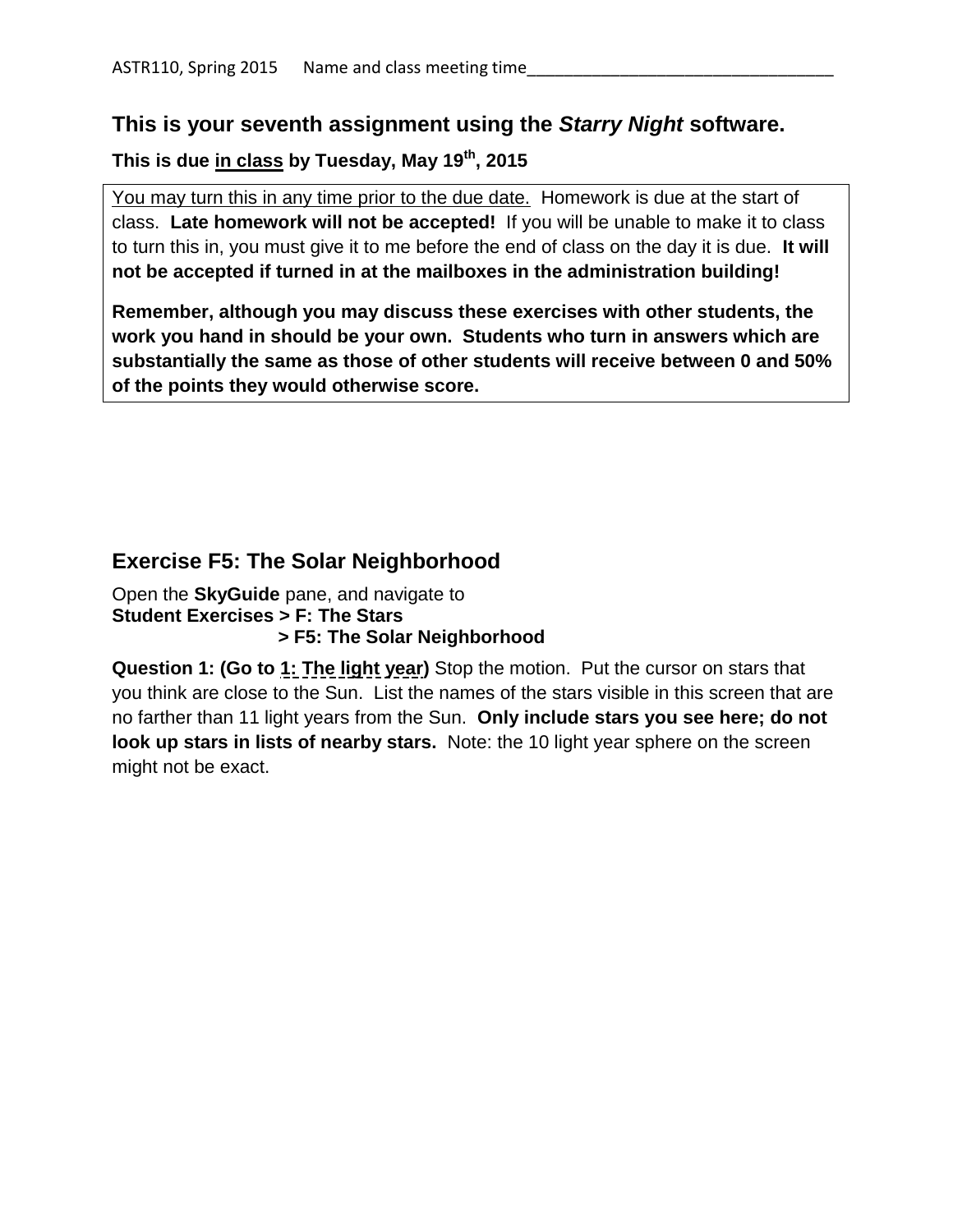ASTR110, Spring 2015 Name and class meeting time________________________________

## This is your seventh assignment using the *Starry Night* software.

**This is due <u>in class</u> by Tuesday, May 19th, 2015**

<u>You may turn this in any time prior to the due date.</u> Homework is due at the start of class. **Late homework will not be accepted!** If you will be unable to make it to class to turn this in, you must give it to me before the end of class on the day it is due. **It will not be accepted if turned in at the mailboxes in the administration building!**

**Remember, although you may discuss these exercises with other students, the work you hand in should be your own. Students who turn in answers which are substantially the same as those of other students will receive between 0 and 50% of the points they would otherwise score.**

## Exercise F5: The Solar Neighborhood

Open the **SkyGuide** pane, and navigate to
**Student Exercises > F: The Stars**
**> F5: The Solar Neighborhood**

**Question 1: (Go to <u>1: The light year</u>)** Stop the motion. Put the cursor on stars that you think are close to the Sun. List the names of the stars visible in this screen that are no farther than 11 light years from the Sun. **Only include stars you see here; do not look up stars in lists of nearby stars.** Note: the 10 light year sphere on the screen might not be exact.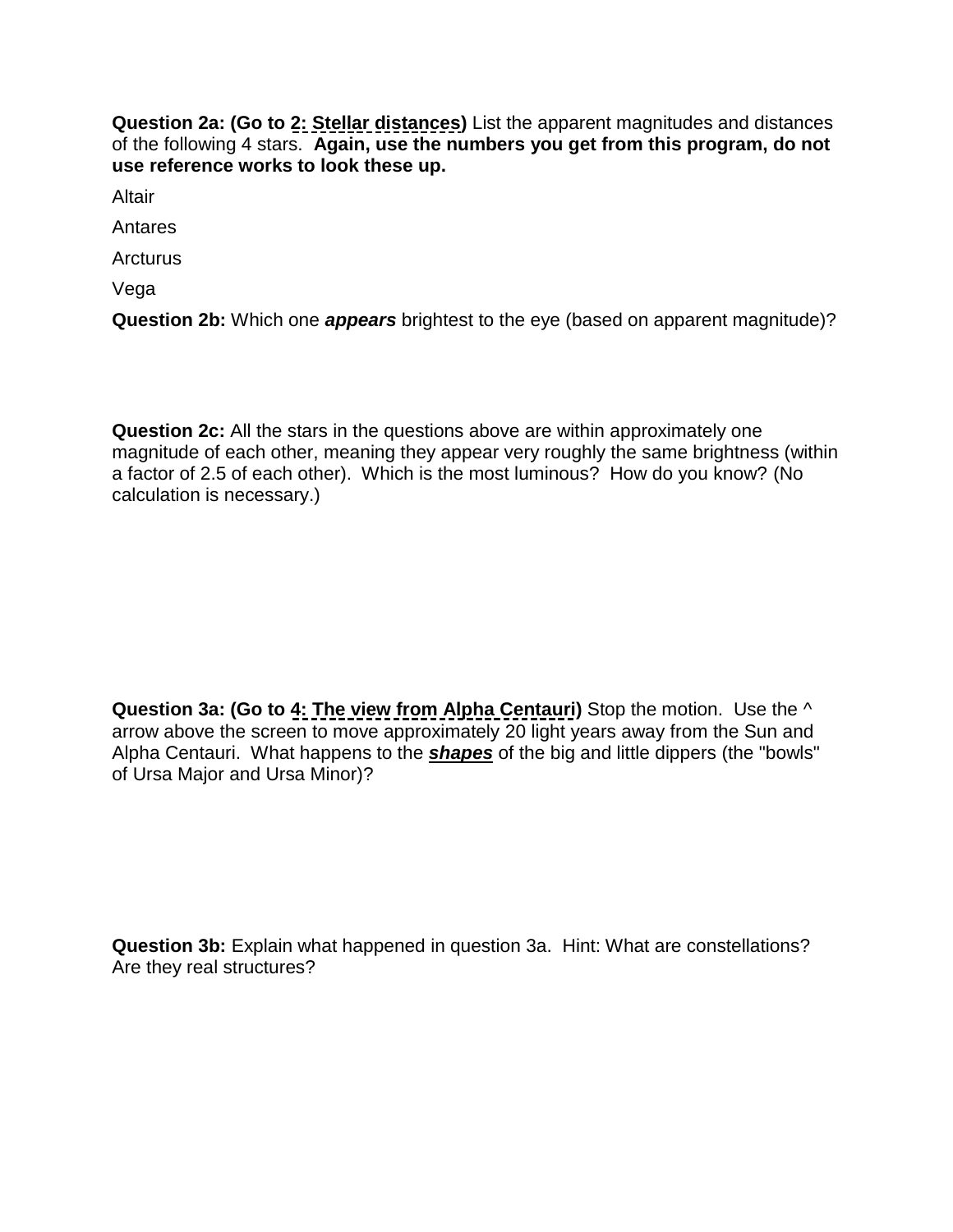**Question 2a: (Go to 2: Stellar distances)** List the apparent magnitudes and distances of the following 4 stars. **Again, use the numbers you get from this program, do not use reference works to look these up.**

Altair

Antares

Arcturus

Vega

**Question 2b:** Which one ***appears*** brightest to the eye (based on apparent magnitude)?

**Question 2c:** All the stars in the questions above are within approximately one magnitude of each other, meaning they appear very roughly the same brightness (within a factor of 2.5 of each other). Which is the most luminous? How do you know? (No calculation is necessary.)

**Question 3a: (Go to 4: The view from Alpha Centauri)** Stop the motion. Use the ^ arrow above the screen to move approximately 20 light years away from the Sun and Alpha Centauri. What happens to the ***shapes*** of the big and little dippers (the "bowls" of Ursa Major and Ursa Minor)?

**Question 3b:** Explain what happened in question 3a. Hint: What are constellations? Are they real structures?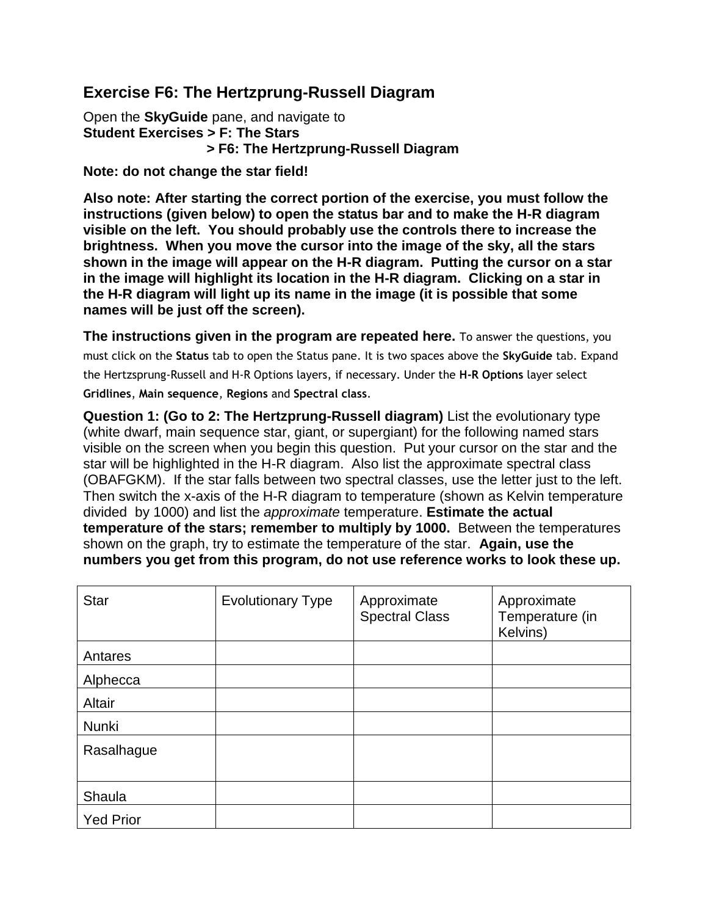## Exercise F6: The Hertzprung-Russell Diagram

Open the **SkyGuide** pane, and navigate to
**Student Exercises > F: The Stars**
**> F6: The Hertzprung-Russell Diagram**

**Note: do not change the star field!**

**Also note: After starting the correct portion of the exercise, you must follow the instructions (given below) to open the status bar and to make the H-R diagram visible on the left. You should probably use the controls there to increase the brightness. When you move the cursor into the image of the sky, all the stars shown in the image will appear on the H-R diagram. Putting the cursor on a star in the image will highlight its location in the H-R diagram. Clicking on a star in the H-R diagram will light up its name in the image (it is possible that some names will be just off the screen).**

**The instructions given in the program are repeated here.** To answer the questions, you must click on the **Status** tab to open the Status pane. It is two spaces above the **SkyGuide** tab. Expand the Hertzsprung-Russell and H-R Options layers, if necessary. Under the **H-R Options** layer select **Gridlines**, **Main sequence**, **Regions** and **Spectral class**.

**Question 1: (Go to 2: The Hertzprung-Russell diagram)** List the evolutionary type (white dwarf, main sequence star, giant, or supergiant) for the following named stars visible on the screen when you begin this question. Put your cursor on the star and the star will be highlighted in the H-R diagram. Also list the approximate spectral class (OBAFGKM). If the star falls between two spectral classes, use the letter just to the left. Then switch the x-axis of the H-R diagram to temperature (shown as Kelvin temperature divided by 1000) and list the *approximate* temperature. **Estimate the actual temperature of the stars; remember to multiply by 1000.** Between the temperatures shown on the graph, try to estimate the temperature of the star. **Again, use the numbers you get from this program, do not use reference works to look these up.**

| Star | Evolutionary Type | Approximate Spectral Class | Approximate Temperature (in Kelvins) |
|---|---|---|---|
| Antares | | | |
| Alphecca | | | |
| Altair | | | |
| Nunki | | | |
| Rasalhague | | | |
| Shaula | | | |
| Yed Prior | | | |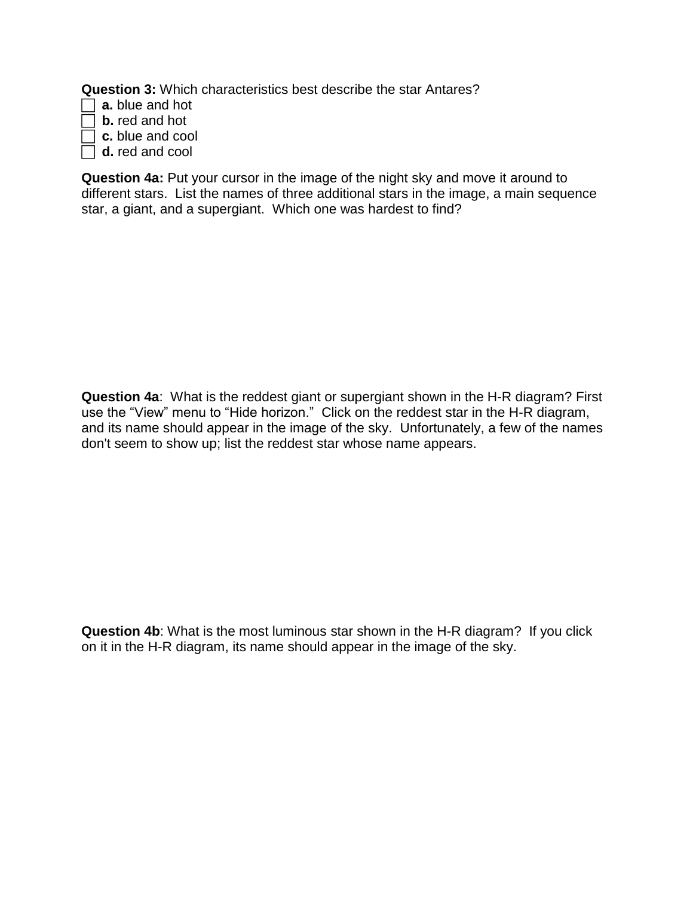**Question 3:** Which characteristics best describe the star Antares?

- [ ] **a.** blue and hot
- [ ] **b.** red and hot
- [ ] **c.** blue and cool
- [ ] **d.** red and cool

**Question 4a:** Put your cursor in the image of the night sky and move it around to different stars. List the names of three additional stars in the image, a main sequence star, a giant, and a supergiant. Which one was hardest to find?

**Question 4a**: What is the reddest giant or supergiant shown in the H-R diagram? First use the "View" menu to "Hide horizon." Click on the reddest star in the H-R diagram, and its name should appear in the image of the sky. Unfortunately, a few of the names don't seem to show up; list the reddest star whose name appears.

**Question 4b**: What is the most luminous star shown in the H-R diagram? If you click on it in the H-R diagram, its name should appear in the image of the sky.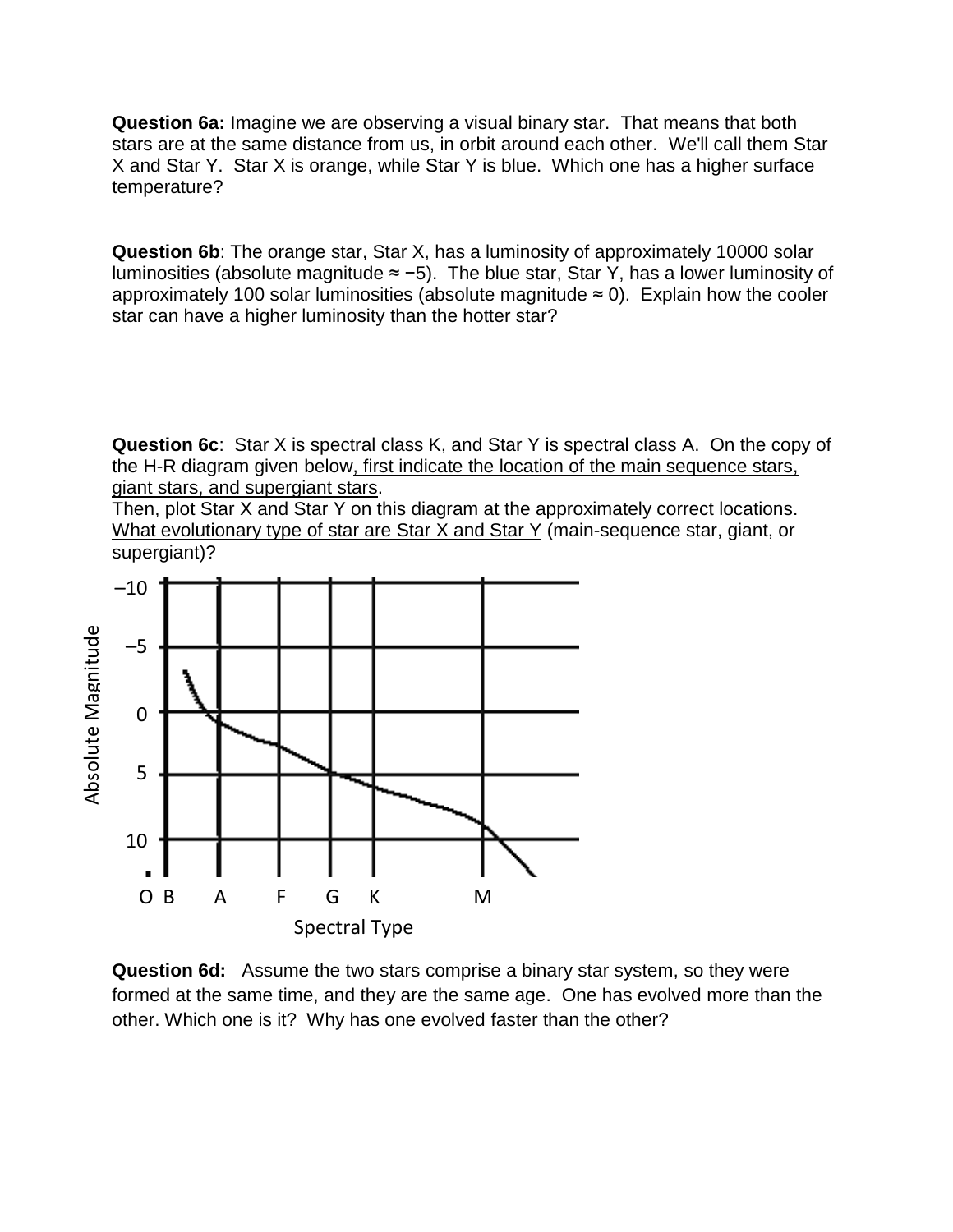**Question 6a:** Imagine we are observing a visual binary star. That means that both stars are at the same distance from us, in orbit around each other. We'll call them Star X and Star Y. Star X is orange, while Star Y is blue. Which one has a higher surface temperature?

**Question 6b**: The orange star, Star X, has a luminosity of approximately 10000 solar luminosities (absolute magnitude ≈ −5). The blue star, Star Y, has a lower luminosity of approximately 100 solar luminosities (absolute magnitude ≈ 0). Explain how the cooler star can have a higher luminosity than the hotter star?

**Question 6c**: Star X is spectral class K, and Star Y is spectral class A. On the copy of the H-R diagram given below, first indicate the location of the main sequence stars, giant stars, and supergiant stars.
Then, plot Star X and Star Y on this diagram at the approximately correct locations. What evolutionary type of star are Star X and Star Y (main-sequence star, giant, or supergiant)?

Absolute Magnitude

−10

−5

0

5

10

O B A F G K M

Spectral Type

**Question 6d:** Assume the two stars comprise a binary star system, so they were formed at the same time, and they are the same age. One has evolved more than the other. Which one is it? Why has one evolved faster than the other?